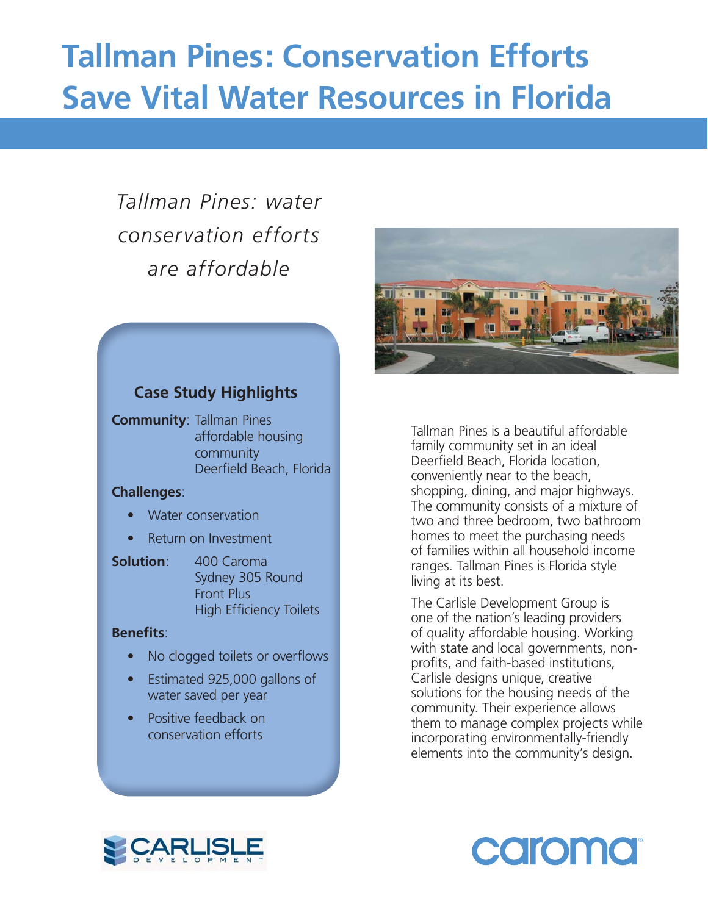# Tallman Pines: Conservation Efforts Save Vital Water Resources in Florida

*Tallman Pines: water conservation efforts are affordable*

## Case Study Highlights

**Community**: Tallman Pines affordable housing community Deerfield Beach, Florida

**Challenges**:

- Water conservation
- Return on Investment

**Solution**: 400 Caroma Sydney 305 Round Front Plus High Efficiency Toilets

**Benefits**:

- No clogged toilets or overflows
- Estimated 925,000 gallons of water saved per year
- Positive feedback on conservation efforts

Tallman Pines is a beautiful affordable family community set in an ideal Deerfield Beach, Florida location, conveniently near to the beach, shopping, dining, and major highways. The community consists of a mixture of two and three bedroom, two bathroom homes to meet the purchasing needs of families within all household income ranges. Tallman Pines is Florida style living at its best.

The Carlisle Development Group is one of the nation's leading providers of quality affordable housing. Working with state and local governments, non-profits, and faith-based institutions, Carlisle designs unique, creative solutions for the housing needs of the community. Their experience allows them to manage complex projects while incorporating environmentally-friendly elements into the community's design.

CARLISLE DEVELOPMENT

caroma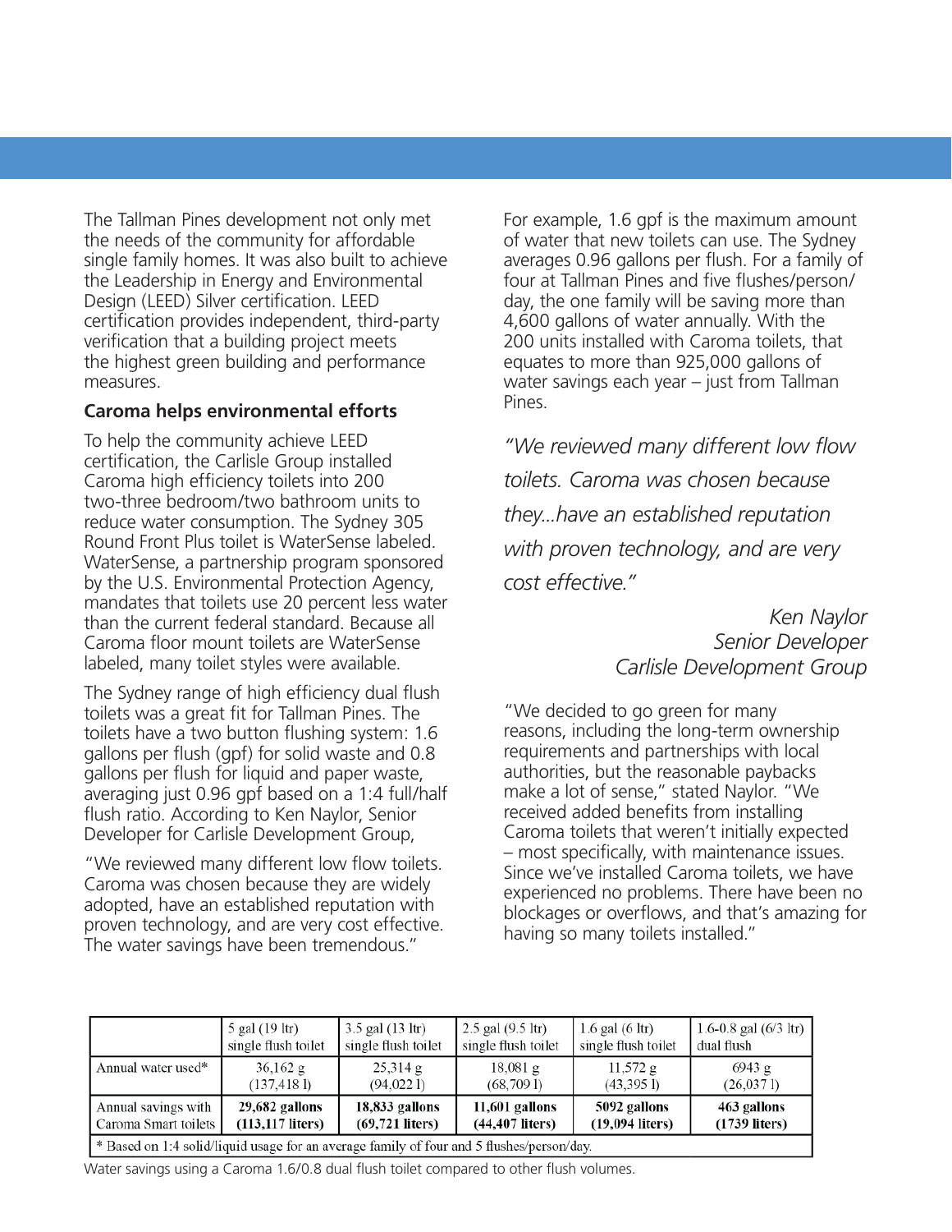The Tallman Pines development not only met the needs of the community for affordable single family homes. It was also built to achieve the Leadership in Energy and Environmental Design (LEED) Silver certification. LEED certification provides independent, third-party verification that a building project meets the highest green building and performance measures.

**Caroma helps environmental efforts**

To help the community achieve LEED certification, the Carlisle Group installed Caroma high efficiency toilets into 200 two-three bedroom/two bathroom units to reduce water consumption. The Sydney 305 Round Front Plus toilet is WaterSense labeled. WaterSense, a partnership program sponsored by the U.S. Environmental Protection Agency, mandates that toilets use 20 percent less water than the current federal standard. Because all Caroma floor mount toilets are WaterSense labeled, many toilet styles were available.

The Sydney range of high efficiency dual flush toilets was a great fit for Tallman Pines. The toilets have a two button flushing system: 1.6 gallons per flush (gpf) for solid waste and 0.8 gallons per flush for liquid and paper waste, averaging just 0.96 gpf based on a 1:4 full/half flush ratio. According to Ken Naylor, Senior Developer for Carlisle Development Group,

"We reviewed many different low flow toilets. Caroma was chosen because they are widely adopted, have an established reputation with proven technology, and are very cost effective. The water savings have been tremendous."

For example, 1.6 gpf is the maximum amount of water that new toilets can use. The Sydney averages 0.96 gallons per flush. For a family of four at Tallman Pines and five flushes/person/day, the one family will be saving more than 4,600 gallons of water annually. With the 200 units installed with Caroma toilets, that equates to more than 925,000 gallons of water savings each year – just from Tallman Pines.

*"We reviewed many different low flow toilets. Caroma was chosen because they...have an established reputation with proven technology, and are very cost effective."*

*Ken Naylor*
*Senior Developer*
*Carlisle Development Group*

"We decided to go green for many reasons, including the long-term ownership requirements and partnerships with local authorities, but the reasonable paybacks make a lot of sense," stated Naylor. "We received added benefits from installing Caroma toilets that weren't initially expected – most specifically, with maintenance issues. Since we've installed Caroma toilets, we have experienced no problems. There have been no blockages or overflows, and that's amazing for having so many toilets installed."

| | 5 gal (19 ltr) single flush toilet | 3.5 gal (13 ltr) single flush toilet | 2.5 gal (9.5 ltr) single flush toilet | 1.6 gal (6 ltr) single flush toilet | 1.6-0.8 gal (6/3 ltr) dual flush |
|---|---|---|---|---|---|
| Annual water used* | 36,162 g (137,418 l) | 25,314 g (94,022 l) | 18,081 g (68,709 l) | 11,572 g (43,395 l) | 6943 g (26,037 l) |
| Annual savings with Caroma Smart toilets | **29,682 gallons (113,117 liters)** | **18,833 gallons (69,721 liters)** | **11,601 gallons (44,407 liters)** | **5092 gallons (19,094 liters)** | **463 gallons (1739 liters)** |

\* Based on 1:4 solid/liquid usage for an average family of four and 5 flushes/person/day.

Water savings using a Caroma 1.6/0.8 dual flush toilet compared to other flush volumes.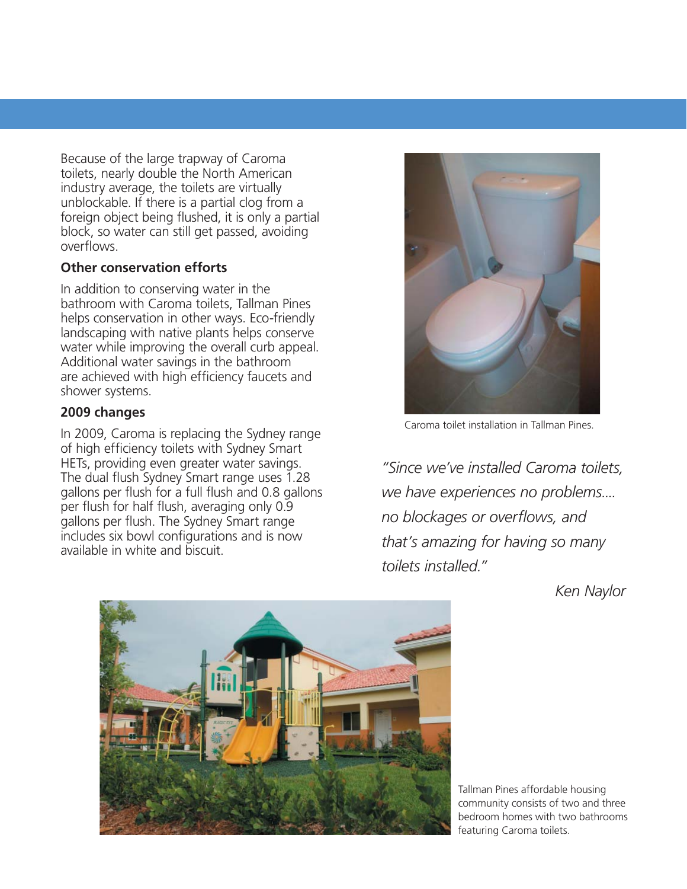Because of the large trapway of Caroma toilets, nearly double the North American industry average, the toilets are virtually unblockable. If there is a partial clog from a foreign object being flushed, it is only a partial block, so water can still get passed, avoiding overflows.

**Other conservation efforts**

In addition to conserving water in the bathroom with Caroma toilets, Tallman Pines helps conservation in other ways. Eco-friendly landscaping with native plants helps conserve water while improving the overall curb appeal. Additional water savings in the bathroom are achieved with high efficiency faucets and shower systems.

**2009 changes**

In 2009, Caroma is replacing the Sydney range of high efficiency toilets with Sydney Smart HETs, providing even greater water savings. The dual flush Sydney Smart range uses 1.28 gallons per flush for a full flush and 0.8 gallons per flush for half flush, averaging only 0.9 gallons per flush. The Sydney Smart range includes six bowl configurations and is now available in white and biscuit.

Caroma toilet installation in Tallman Pines.

*"Since we've installed Caroma toilets, we have experiences no problems.... no blockages or overflows, and that's amazing for having so many toilets installed."*

*Ken Naylor*

Tallman Pines affordable housing community consists of two and three bedroom homes with two bathrooms featuring Caroma toilets.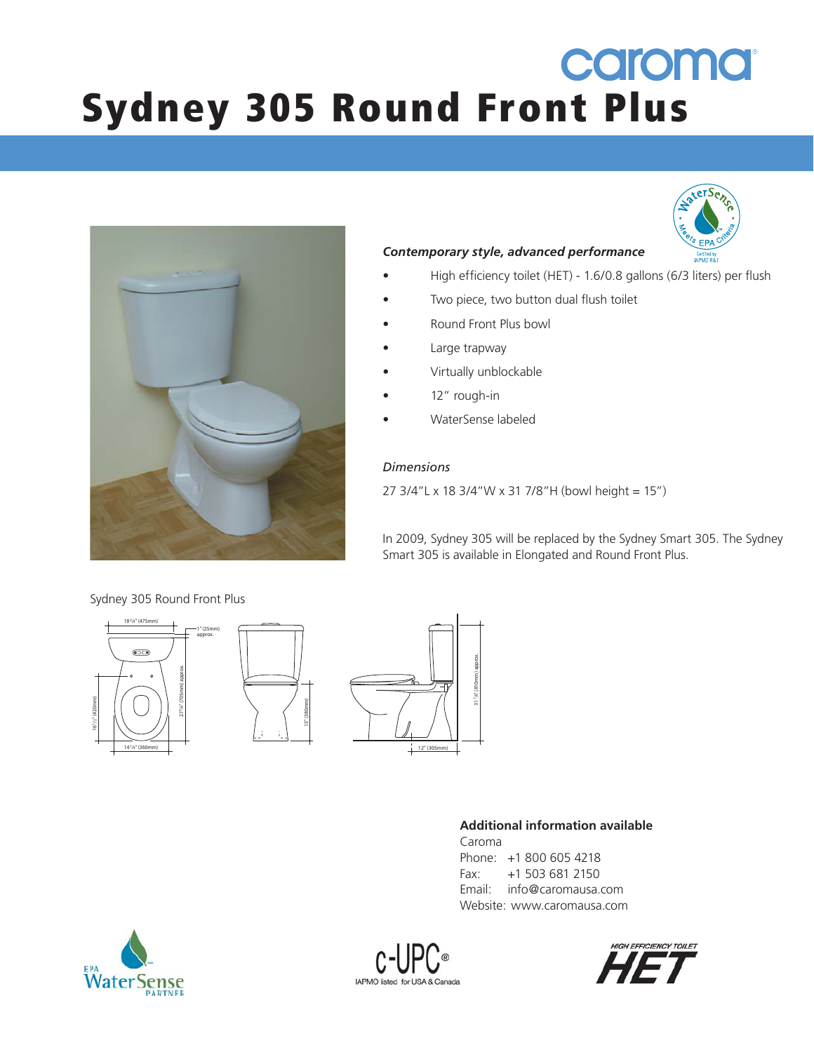caroma

# Sydney 305 Round Front Plus

*Contemporary style, advanced performance*

- High efficiency toilet (HET) - 1.6/0.8 gallons (6/3 liters) per flush
- Two piece, two button dual flush toilet
- Round Front Plus bowl
- Large trapway
- Virtually unblockable
- 12" rough-in
- WaterSense labeled

*Dimensions*

27 3/4"L x 18 3/4"W x 31 7/8"H (bowl height = 15")

In 2009, Sydney 305 will be replaced by the Sydney Smart 305. The Sydney Smart 305 is available in Elongated and Round Front Plus.

Sydney 305 Round Front Plus

18 3/4" (475mm)
1" (25mm) approx.
27 3/4" (705mm) approx.
16 1/2" (420mm)
14 1/4" (360mm)
15" (380mm)
31 7/8" (810mm) approx.
12" (305mm)

**Additional information available**

Caroma
Phone: +1 800 605 4218
Fax: +1 503 681 2150
Email: info@caromausa.com
Website: www.caromausa.com

EPA WaterSense PARTNER

c-UPC® IAPMO listed for USA & Canada

HIGH EFFICIENCY TOILET HET